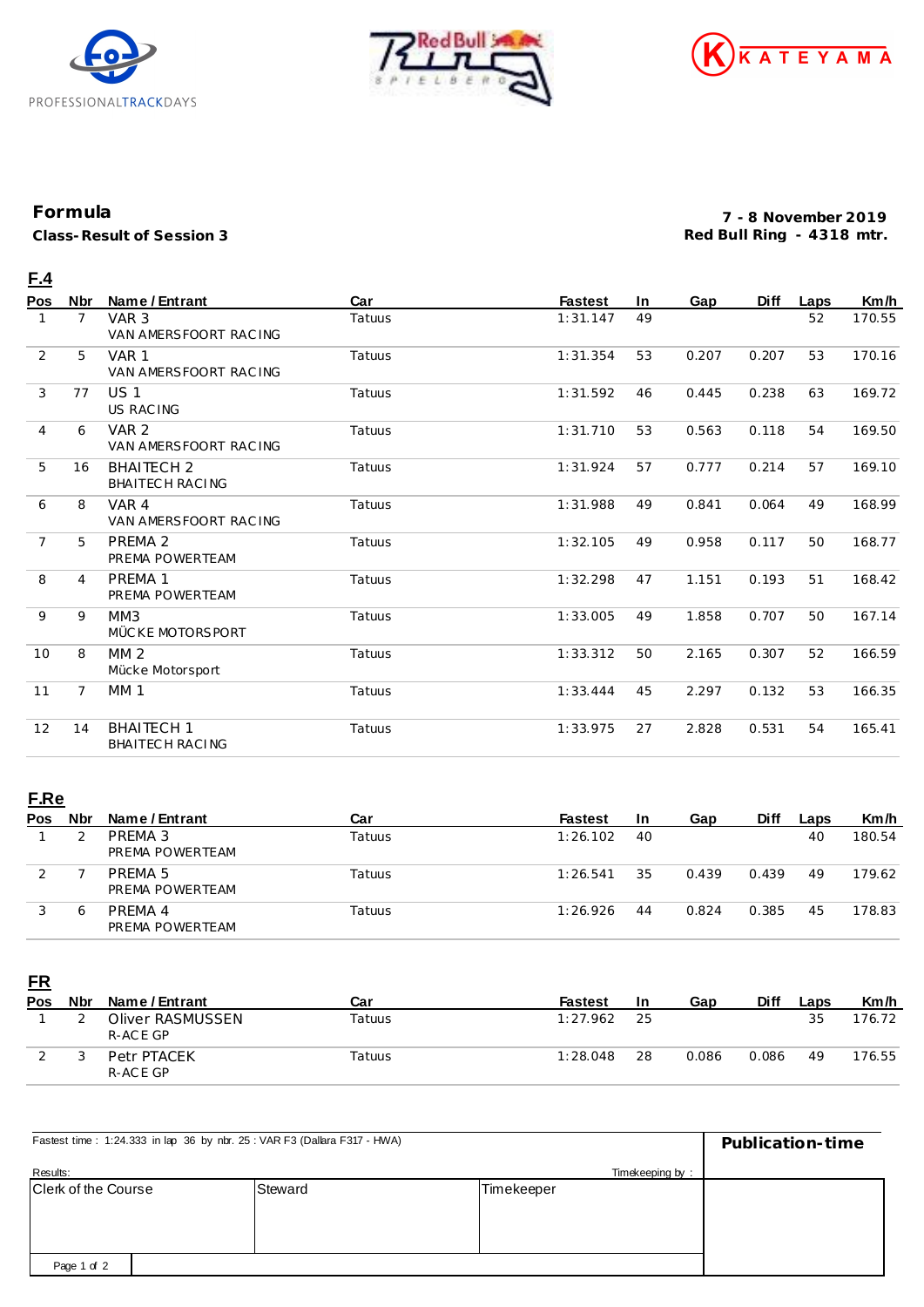PROFESSIONALTRACKDAYS

KATEYAMA

## Formula

**Class-Result of Session 3**

**7 - 8 November 2019**
**Red Bull Ring - 4318 mtr.**

### F.4

| Pos | Nbr | Name / Entrant | Car | Fastest | In | Gap | Diff | Laps | Km/h |
|---|---|---|---|---|---|---|---|---|---|
| 1 | 7 | VAR 3<br>VAN AMERSFOORT RACING | Tatuus | 1:31.147 | 49 | | | 52 | 170.55 |
| 2 | 5 | VAR 1<br>VAN AMERSFOORT RACING | Tatuus | 1:31.354 | 53 | 0.207 | 0.207 | 53 | 170.16 |
| 3 | 77 | US 1<br>US RACING | Tatuus | 1:31.592 | 46 | 0.445 | 0.238 | 63 | 169.72 |
| 4 | 6 | VAR 2<br>VAN AMERSFOORT RACING | Tatuus | 1:31.710 | 53 | 0.563 | 0.118 | 54 | 169.50 |
| 5 | 16 | BHAITECH 2<br>BHAITECH RACING | Tatuus | 1:31.924 | 57 | 0.777 | 0.214 | 57 | 169.10 |
| 6 | 8 | VAR 4<br>VAN AMERSFOORT RACING | Tatuus | 1:31.988 | 49 | 0.841 | 0.064 | 49 | 168.99 |
| 7 | 5 | PREMA 2<br>PREMA POWERTEAM | Tatuus | 1:32.105 | 49 | 0.958 | 0.117 | 50 | 168.77 |
| 8 | 4 | PREMA 1<br>PREMA POWERTEAM | Tatuus | 1:32.298 | 47 | 1.151 | 0.193 | 51 | 168.42 |
| 9 | 9 | MM3<br>MÜCKE MOTORSPORT | Tatuus | 1:33.005 | 49 | 1.858 | 0.707 | 50 | 167.14 |
| 10 | 8 | MM 2<br>Mücke Motorsport | Tatuus | 1:33.312 | 50 | 2.165 | 0.307 | 52 | 166.59 |
| 11 | 7 | MM 1 | Tatuus | 1:33.444 | 45 | 2.297 | 0.132 | 53 | 166.35 |
| 12 | 14 | BHAITECH 1<br>BHAITECH RACING | Tatuus | 1:33.975 | 27 | 2.828 | 0.531 | 54 | 165.41 |

### F.Re

| Pos | Nbr | Name / Entrant | Car | Fastest | In | Gap | Diff | Laps | Km/h |
|---|---|---|---|---|---|---|---|---|---|
| 1 | 2 | PREMA 3<br>PREMA POWERTEAM | Tatuus | 1:26.102 | 40 | | | 40 | 180.54 |
| 2 | 7 | PREMA 5<br>PREMA POWERTEAM | Tatuus | 1:26.541 | 35 | 0.439 | 0.439 | 49 | 179.62 |
| 3 | 6 | PREMA 4<br>PREMA POWERTEAM | Tatuus | 1:26.926 | 44 | 0.824 | 0.385 | 45 | 178.83 |

### FR

| Pos | Nbr | Name / Entrant | Car | Fastest | In | Gap | Diff | Laps | Km/h |
|---|---|---|---|---|---|---|---|---|---|
| 1 | 2 | Oliver RASMUSSEN<br>R-ACE GP | Tatuus | 1:27.962 | 25 | | | 35 | 176.72 |
| 2 | 3 | Petr PTACEK<br>R-ACE GP | Tatuus | 1:28.048 | 28 | 0.086 | 0.086 | 49 | 176.55 |

Fastest time : 1:24.333 in lap 36 by nbr. 25 : VAR F3 (Dallara F317 - HWA)

**Publication-time**

Results:

Timekeeping by :

| Clerk of the Course | Steward | Timekeeper |
|---|---|---|
| | | |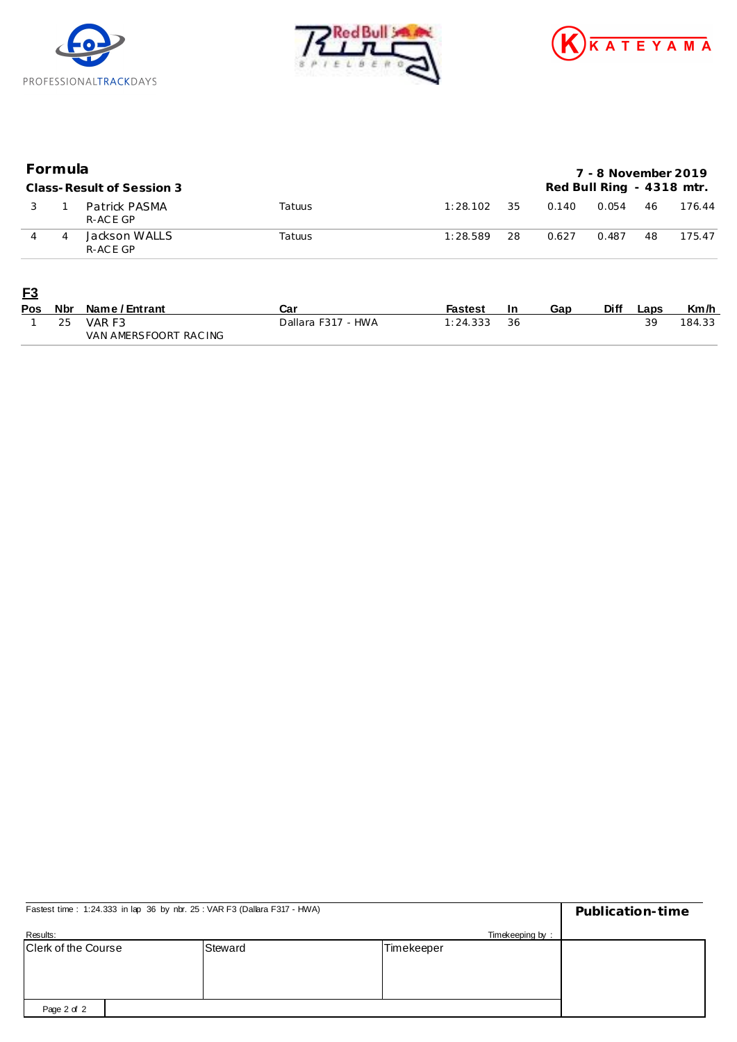## Formula

**7 - 8 November 2019**

**Class-Result of Session 3**

**Red Bull Ring - 4318 mtr.**

| | | | | | | | | | |
|---|---|---|---|---|---|---|---|---|---|
| 3 | 1 | Patrick PASMA<br>R-ACE GP | Tatuus | 1:28.102 | 35 | 0.140 | 0.054 | 46 | 176.44 |
| 4 | 4 | Jackson WALLS<br>R-ACE GP | Tatuus | 1:28.589 | 28 | 0.627 | 0.487 | 48 | 175.47 |

## F3

| Pos | Nbr | Name / Entrant | Car | Fastest | In | Gap | Diff | Laps | Km/h |
|---|---|---|---|---|---|---|---|---|---|
| 1 | 25 | VAR F3<br>VAN AMERSFOORT RACING | Dallara F317 - HWA | 1:24.333 | 36 | | | 39 | 184.33 |

Fastest time : 1:24.333 in lap 36 by nbr. 25 : VAR F3 (Dallara F317 - HWA)

**Publication-time**

Results:

Timekeeping by :

| Clerk of the Course | Steward | Timekeeper |
|---|---|---|
| | | |